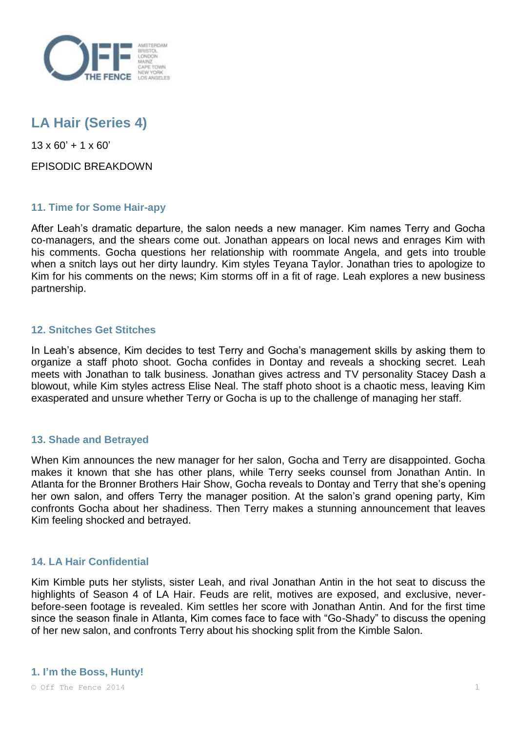# LA Hair (Series 4)

13 x 60' + 1 x 60'

EPISODIC BREAKDOWN

### 11. Time for Some Hair-apy

After Leah's dramatic departure, the salon needs a new manager. Kim names Terry and Gocha co-managers, and the shears come out. Jonathan appears on local news and enrages Kim with his comments. Gocha questions her relationship with roommate Angela, and gets into trouble when a snitch lays out her dirty laundry. Kim styles Teyana Taylor. Jonathan tries to apologize to Kim for his comments on the news; Kim storms off in a fit of rage. Leah explores a new business partnership.

### 12. Snitches Get Stitches

In Leah's absence, Kim decides to test Terry and Gocha's management skills by asking them to organize a staff photo shoot. Gocha confides in Dontay and reveals a shocking secret. Leah meets with Jonathan to talk business. Jonathan gives actress and TV personality Stacey Dash a blowout, while Kim styles actress Elise Neal. The staff photo shoot is a chaotic mess, leaving Kim exasperated and unsure whether Terry or Gocha is up to the challenge of managing her staff.

### 13. Shade and Betrayed

When Kim announces the new manager for her salon, Gocha and Terry are disappointed. Gocha makes it known that she has other plans, while Terry seeks counsel from Jonathan Antin. In Atlanta for the Bronner Brothers Hair Show, Gocha reveals to Dontay and Terry that she's opening her own salon, and offers Terry the manager position. At the salon's grand opening party, Kim confronts Gocha about her shadiness. Then Terry makes a stunning announcement that leaves Kim feeling shocked and betrayed.

### 14. LA Hair Confidential

Kim Kimble puts her stylists, sister Leah, and rival Jonathan Antin in the hot seat to discuss the highlights of Season 4 of LA Hair. Feuds are relit, motives are exposed, and exclusive, never-before-seen footage is revealed. Kim settles her score with Jonathan Antin. And for the first time since the season finale in Atlanta, Kim comes face to face with "Go-Shady" to discuss the opening of her new salon, and confronts Terry about his shocking split from the Kimble Salon.

### 1. I'm the Boss, Hunty!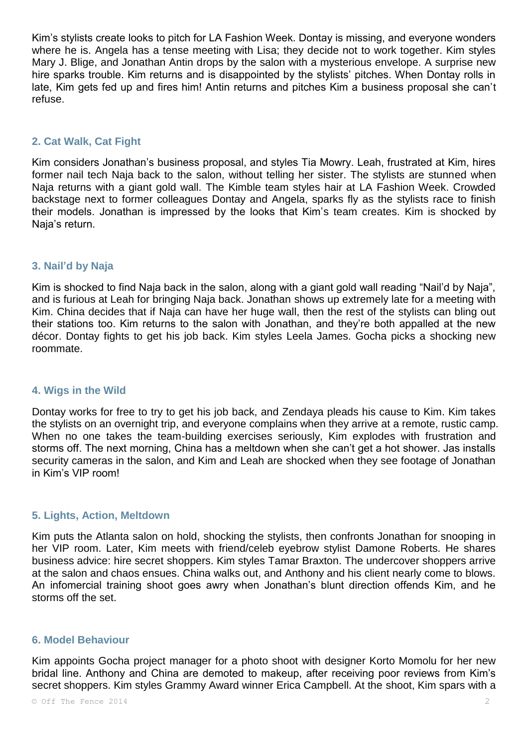Kim's stylists create looks to pitch for LA Fashion Week. Dontay is missing, and everyone wonders where he is. Angela has a tense meeting with Lisa; they decide not to work together. Kim styles Mary J. Blige, and Jonathan Antin drops by the salon with a mysterious envelope. A surprise new hire sparks trouble. Kim returns and is disappointed by the stylists' pitches. When Dontay rolls in late, Kim gets fed up and fires him! Antin returns and pitches Kim a business proposal she can't refuse.

### 2. Cat Walk, Cat Fight

Kim considers Jonathan's business proposal, and styles Tia Mowry. Leah, frustrated at Kim, hires former nail tech Naja back to the salon, without telling her sister. The stylists are stunned when Naja returns with a giant gold wall. The Kimble team styles hair at LA Fashion Week. Crowded backstage next to former colleagues Dontay and Angela, sparks fly as the stylists race to finish their models. Jonathan is impressed by the looks that Kim's team creates. Kim is shocked by Naja's return.

### 3. Nail'd by Naja

Kim is shocked to find Naja back in the salon, along with a giant gold wall reading "Nail'd by Naja", and is furious at Leah for bringing Naja back. Jonathan shows up extremely late for a meeting with Kim. China decides that if Naja can have her huge wall, then the rest of the stylists can bling out their stations too. Kim returns to the salon with Jonathan, and they're both appalled at the new décor. Dontay fights to get his job back. Kim styles Leela James. Gocha picks a shocking new roommate.

### 4. Wigs in the Wild

Dontay works for free to try to get his job back, and Zendaya pleads his cause to Kim. Kim takes the stylists on an overnight trip, and everyone complains when they arrive at a remote, rustic camp. When no one takes the team-building exercises seriously, Kim explodes with frustration and storms off. The next morning, China has a meltdown when she can't get a hot shower. Jas installs security cameras in the salon, and Kim and Leah are shocked when they see footage of Jonathan in Kim's VIP room!

### 5. Lights, Action, Meltdown

Kim puts the Atlanta salon on hold, shocking the stylists, then confronts Jonathan for snooping in her VIP room. Later, Kim meets with friend/celeb eyebrow stylist Damone Roberts. He shares business advice: hire secret shoppers. Kim styles Tamar Braxton. The undercover shoppers arrive at the salon and chaos ensues. China walks out, and Anthony and his client nearly come to blows. An infomercial training shoot goes awry when Jonathan's blunt direction offends Kim, and he storms off the set.

### 6. Model Behaviour

Kim appoints Gocha project manager for a photo shoot with designer Korto Momolu for her new bridal line. Anthony and China are demoted to makeup, after receiving poor reviews from Kim's secret shoppers. Kim styles Grammy Award winner Erica Campbell. At the shoot, Kim spars with a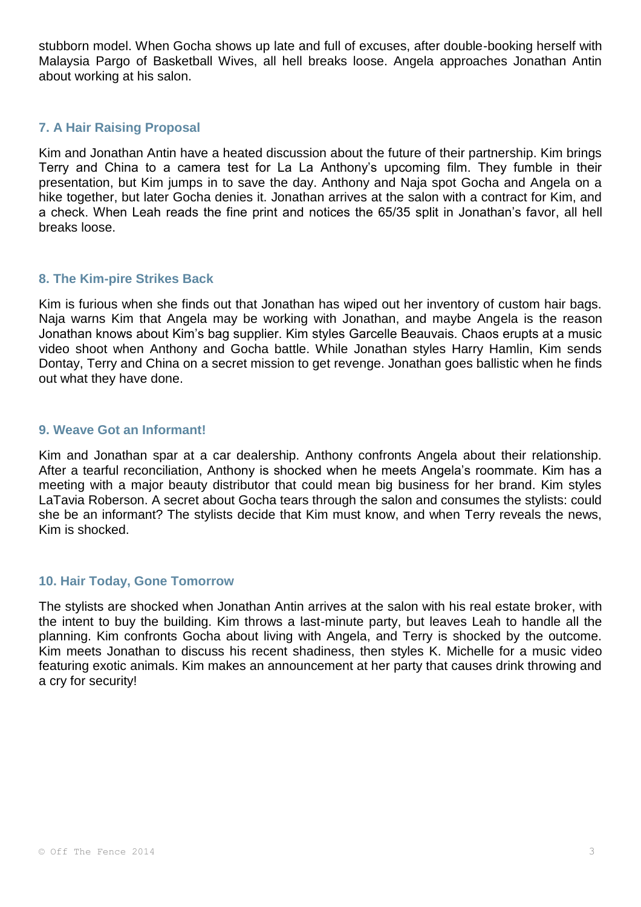stubborn model. When Gocha shows up late and full of excuses, after double-booking herself with Malaysia Pargo of Basketball Wives, all hell breaks loose. Angela approaches Jonathan Antin about working at his salon.

### 7. A Hair Raising Proposal

Kim and Jonathan Antin have a heated discussion about the future of their partnership. Kim brings Terry and China to a camera test for La La Anthony's upcoming film. They fumble in their presentation, but Kim jumps in to save the day. Anthony and Naja spot Gocha and Angela on a hike together, but later Gocha denies it. Jonathan arrives at the salon with a contract for Kim, and a check. When Leah reads the fine print and notices the 65/35 split in Jonathan's favor, all hell breaks loose.

### 8. The Kim-pire Strikes Back

Kim is furious when she finds out that Jonathan has wiped out her inventory of custom hair bags. Naja warns Kim that Angela may be working with Jonathan, and maybe Angela is the reason Jonathan knows about Kim's bag supplier. Kim styles Garcelle Beauvais. Chaos erupts at a music video shoot when Anthony and Gocha battle. While Jonathan styles Harry Hamlin, Kim sends Dontay, Terry and China on a secret mission to get revenge. Jonathan goes ballistic when he finds out what they have done.

### 9. Weave Got an Informant!

Kim and Jonathan spar at a car dealership. Anthony confronts Angela about their relationship. After a tearful reconciliation, Anthony is shocked when he meets Angela's roommate. Kim has a meeting with a major beauty distributor that could mean big business for her brand. Kim styles LaTavia Roberson. A secret about Gocha tears through the salon and consumes the stylists: could she be an informant? The stylists decide that Kim must know, and when Terry reveals the news, Kim is shocked.

### 10. Hair Today, Gone Tomorrow

The stylists are shocked when Jonathan Antin arrives at the salon with his real estate broker, with the intent to buy the building. Kim throws a last-minute party, but leaves Leah to handle all the planning. Kim confronts Gocha about living with Angela, and Terry is shocked by the outcome. Kim meets Jonathan to discuss his recent shadiness, then styles K. Michelle for a music video featuring exotic animals. Kim makes an announcement at her party that causes drink throwing and a cry for security!